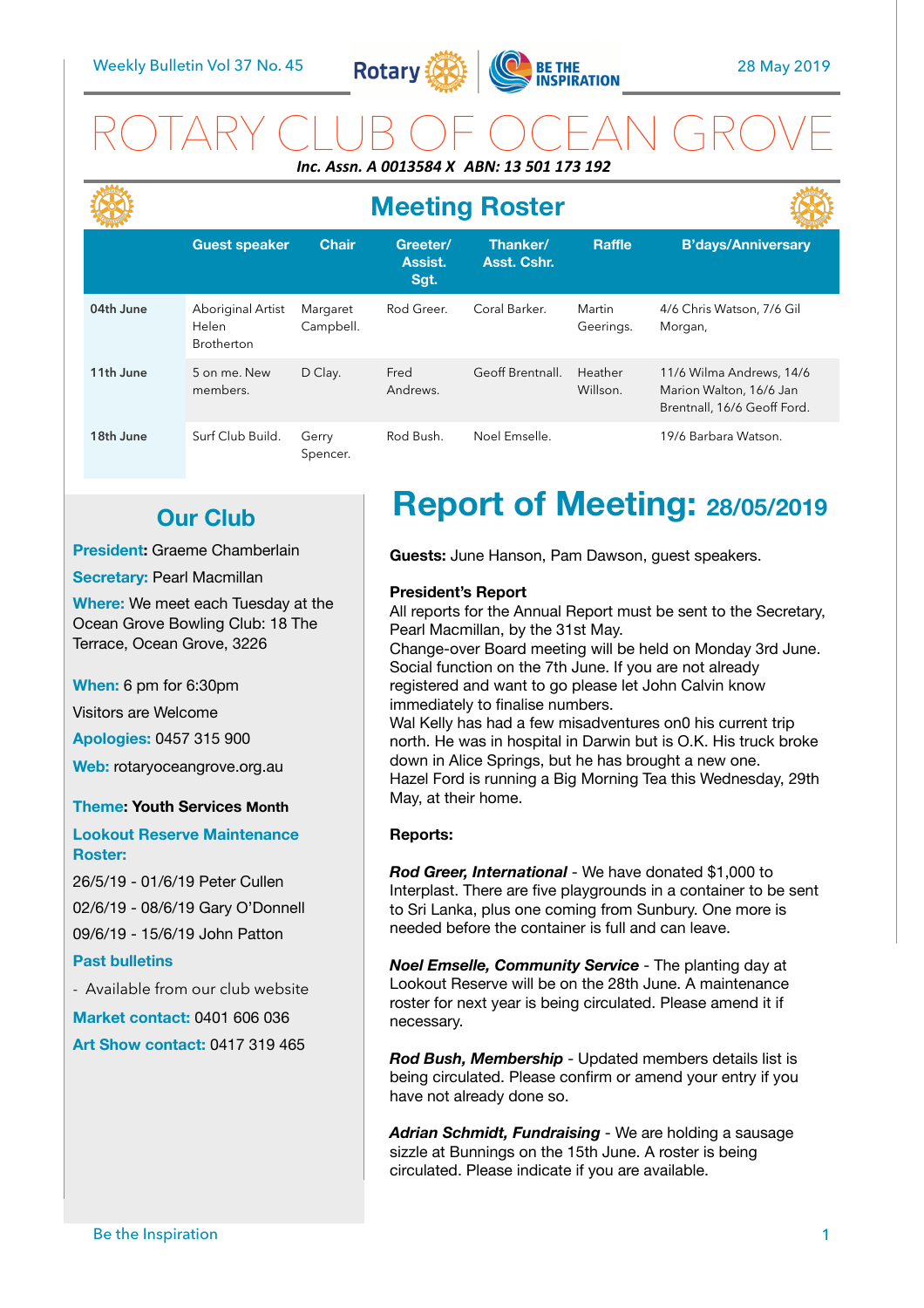Weekly Bulletin Vol 37 No. 45 — 28 May 2019

# ROTARY CLUB OF OCEAN GROVE

***Inc. Assn. A 0013584 X ABN: 13 501 173 192***

## Meeting Roster

| | Guest speaker | Chair | Greeter/ Assist. Sgt. | Thanker/ Asst. Cshr. | Raffle | B'days/Anniversary |
|---|---|---|---|---|---|---|
| **04th June** | Aboriginal Artist Helen Brotherton | Margaret Campbell. | Rod Greer. | Coral Barker. | Martin Geerings. | 4/6 Chris Watson, 7/6 Gil Morgan, |
| **11th June** | 5 on me. New members. | D Clay. | Fred Andrews. | Geoff Brentnall. | Heather Willson. | 11/6 Wilma Andrews, 14/6 Marion Walton, 16/6 Jan Brentnall, 16/6 Geoff Ford. |
| **18th June** | Surf Club Build. | Gerry Spencer. | Rod Bush. | Noel Emselle. | | 19/6 Barbara Watson. |

## Our Club

**President:** Graeme Chamberlain

**Secretary:** Pearl Macmillan

**Where:** We meet each Tuesday at the Ocean Grove Bowling Club: 18 The Terrace, Ocean Grove, 3226

**When:** 6 pm for 6:30pm

Visitors are Welcome

**Apologies:** 0457 315 900

**Web:** rotaryoceangrove.org.au

**Theme: Youth Services Month**

**Lookout Reserve Maintenance Roster:**

26/5/19 - 01/6/19 Peter Cullen

02/6/19 - 08/6/19 Gary O'Donnell

09/6/19 - 15/6/19 John Patton

**Past bulletins**

- Available from our club website

**Market contact:** 0401 606 036

**Art Show contact:** 0417 319 465

# Report of Meeting: 28/05/2019

**Guests:** June Hanson, Pam Dawson, guest speakers.

**President's Report**

All reports for the Annual Report must be sent to the Secretary, Pearl Macmillan, by the 31st May.

Change-over Board meeting will be held on Monday 3rd June.

Social function on the 7th June. If you are not already registered and want to go please let John Calvin know immediately to finalise numbers.

Wal Kelly has had a few misadventures on0 his current trip north. He was in hospital in Darwin but is O.K. His truck broke down in Alice Springs, but he has brought a new one.

Hazel Ford is running a Big Morning Tea this Wednesday, 29th May, at their home.

**Reports:**

***Rod Greer, International*** - We have donated $1,000 to Interplast. There are five playgrounds in a container to be sent to Sri Lanka, plus one coming from Sunbury. One more is needed before the container is full and can leave.

***Noel Emselle, Community Service*** - The planting day at Lookout Reserve will be on the 28th June. A maintenance roster for next year is being circulated. Please amend it if necessary.

***Rod Bush, Membership*** - Updated members details list is being circulated. Please confirm or amend your entry if you have not already done so.

***Adrian Schmidt, Fundraising*** - We are holding a sausage sizzle at Bunnings on the 15th June. A roster is being circulated. Please indicate if you are available.

Be the Inspiration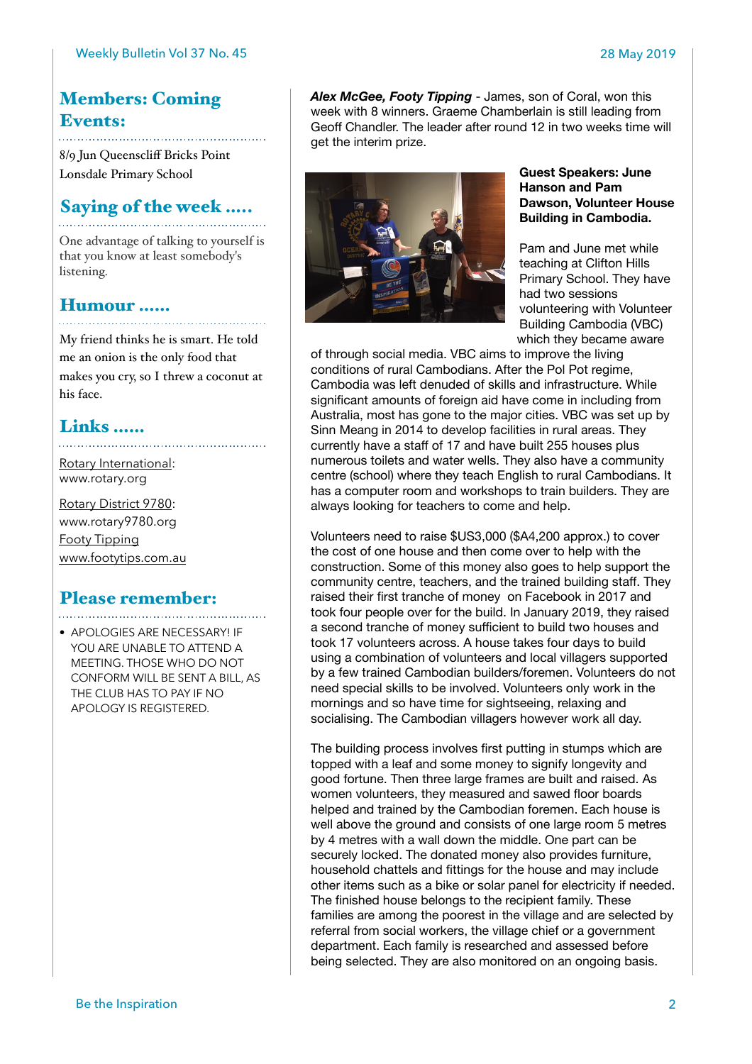## Members: Coming Events:

8/9 Jun Queenscliff Bricks Point
Lonsdale Primary School

## Saying of the week .....

One advantage of talking to yourself is that you know at least somebody's listening.

## Humour ......

My friend thinks he is smart. He told me an onion is the only food that makes you cry, so I threw a coconut at his face.

## Links ......

Rotary International: www.rotary.org

Rotary District 9780: www.rotary9780.org
Footy Tipping
www.footytips.com.au

## Please remember:

- APOLOGIES ARE NECESSARY! IF YOU ARE UNABLE TO ATTEND A MEETING. THOSE WHO DO NOT CONFORM WILL BE SENT A BILL, AS THE CLUB HAS TO PAY IF NO APOLOGY IS REGISTERED.

***Alex McGee, Footy Tipping*** - James, son of Coral, won this week with 8 winners. Graeme Chamberlain is still leading from Geoff Chandler. The leader after round 12 in two weeks time will get the interim prize.

**Guest Speakers: June Hanson and Pam Dawson, Volunteer House Building in Cambodia.**

Pam and June met while teaching at Clifton Hills Primary School. They have had two sessions volunteering with Volunteer Building Cambodia (VBC) which they became aware of through social media. VBC aims to improve the living conditions of rural Cambodians. After the Pol Pot regime, Cambodia was left denuded of skills and infrastructure. While significant amounts of foreign aid have come in including from Australia, most has gone to the major cities. VBC was set up by Sinn Meang in 2014 to develop facilities in rural areas. They currently have a staff of 17 and have built 255 houses plus numerous toilets and water wells. They also have a community centre (school) where they teach English to rural Cambodians. It has a computer room and workshops to train builders. They are always looking for teachers to come and help.

Volunteers need to raise $US3,000 ($A4,200 approx.) to cover the cost of one house and then come over to help with the construction. Some of this money also goes to help support the community centre, teachers, and the trained building staff. They raised their first tranche of money on Facebook in 2017 and took four people over for the build. In January 2019, they raised a second tranche of money sufficient to build two houses and took 17 volunteers across. A house takes four days to build using a combination of volunteers and local villagers supported by a few trained Cambodian builders/foremen. Volunteers do not need special skills to be involved. Volunteers only work in the mornings and so have time for sightseeing, relaxing and socialising. The Cambodian villagers however work all day.

The building process involves first putting in stumps which are topped with a leaf and some money to signify longevity and good fortune. Then three large frames are built and raised. As women volunteers, they measured and sawed floor boards helped and trained by the Cambodian foremen. Each house is well above the ground and consists of one large room 5 metres by 4 metres with a wall down the middle. One part can be securely locked. The donated money also provides furniture, household chattels and fittings for the house and may include other items such as a bike or solar panel for electricity if needed. The finished house belongs to the recipient family. These families are among the poorest in the village and are selected by referral from social workers, the village chief or a government department. Each family is researched and assessed before being selected. They are also monitored on an ongoing basis.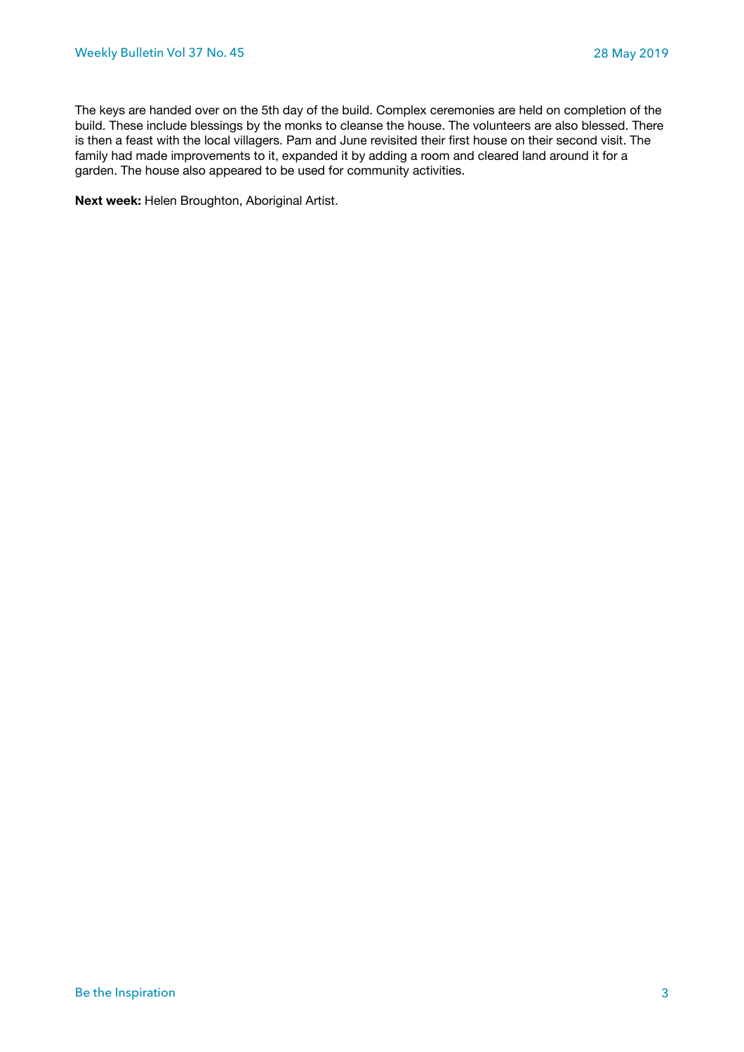The keys are handed over on the 5th day of the build. Complex ceremonies are held on completion of the build. These include blessings by the monks to cleanse the house. The volunteers are also blessed. There is then a feast with the local villagers. Pam and June revisited their first house on their second visit. The family had made improvements to it, expanded it by adding a room and cleared land around it for a garden. The house also appeared to be used for community activities.

**Next week:** Helen Broughton, Aboriginal Artist.